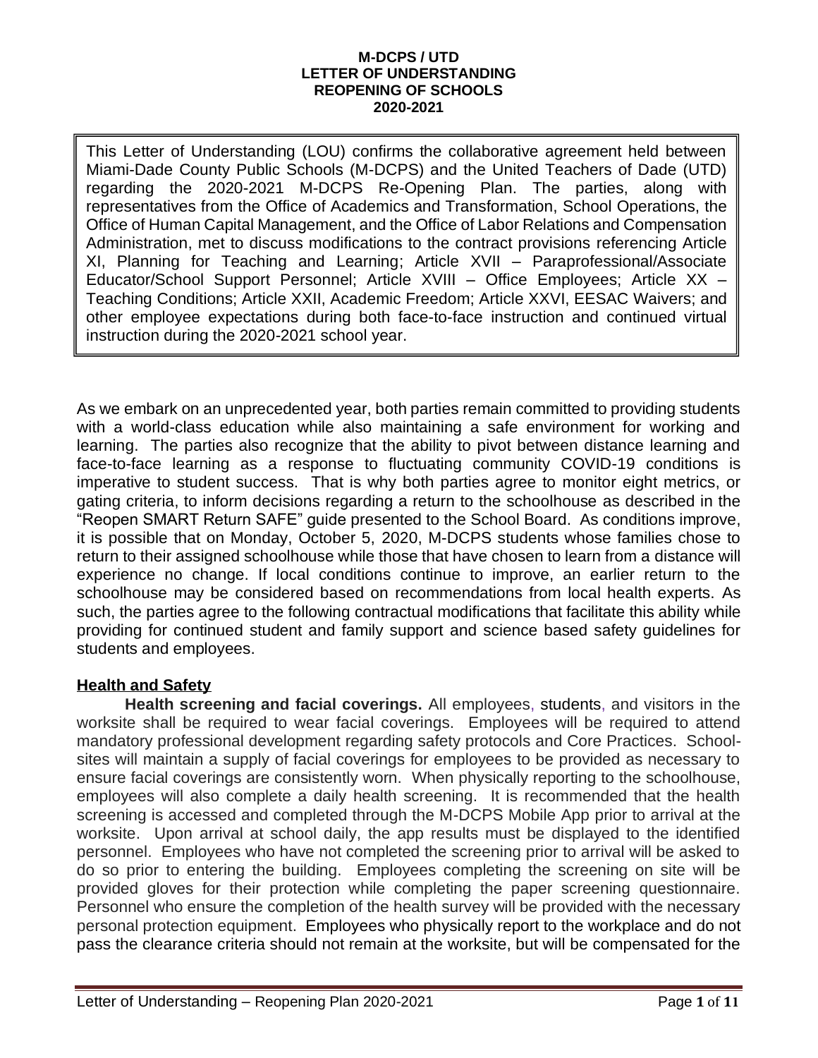**M-DCPS / UTD**
**LETTER OF UNDERSTANDING**
**REOPENING OF SCHOOLS**
**2020-2021**

This Letter of Understanding (LOU) confirms the collaborative agreement held between Miami-Dade County Public Schools (M-DCPS) and the United Teachers of Dade (UTD) regarding the 2020-2021 M-DCPS Re-Opening Plan. The parties, along with representatives from the Office of Academics and Transformation, School Operations, the Office of Human Capital Management, and the Office of Labor Relations and Compensation Administration, met to discuss modifications to the contract provisions referencing Article XI, Planning for Teaching and Learning; Article XVII – Paraprofessional/Associate Educator/School Support Personnel; Article XVIII – Office Employees; Article XX – Teaching Conditions; Article XXII, Academic Freedom; Article XXVI, EESAC Waivers; and other employee expectations during both face-to-face instruction and continued virtual instruction during the 2020-2021 school year.

As we embark on an unprecedented year, both parties remain committed to providing students with a world-class education while also maintaining a safe environment for working and learning. The parties also recognize that the ability to pivot between distance learning and face-to-face learning as a response to fluctuating community COVID-19 conditions is imperative to student success. That is why both parties agree to monitor eight metrics, or gating criteria, to inform decisions regarding a return to the schoolhouse as described in the "Reopen SMART Return SAFE" guide presented to the School Board. As conditions improve, it is possible that on Monday, October 5, 2020, M-DCPS students whose families chose to return to their assigned schoolhouse while those that have chosen to learn from a distance will experience no change. If local conditions continue to improve, an earlier return to the schoolhouse may be considered based on recommendations from local health experts. As such, the parties agree to the following contractual modifications that facilitate this ability while providing for continued student and family support and science based safety guidelines for students and employees.

## Health and Safety

**Health screening and facial coverings.** All employees, students, and visitors in the worksite shall be required to wear facial coverings. Employees will be required to attend mandatory professional development regarding safety protocols and Core Practices. School-sites will maintain a supply of facial coverings for employees to be provided as necessary to ensure facial coverings are consistently worn. When physically reporting to the schoolhouse, employees will also complete a daily health screening. It is recommended that the health screening is accessed and completed through the M-DCPS Mobile App prior to arrival at the worksite. Upon arrival at school daily, the app results must be displayed to the identified personnel. Employees who have not completed the screening prior to arrival will be asked to do so prior to entering the building. Employees completing the screening on site will be provided gloves for their protection while completing the paper screening questionnaire. Personnel who ensure the completion of the health survey will be provided with the necessary personal protection equipment. Employees who physically report to the workplace and do not pass the clearance criteria should not remain at the worksite, but will be compensated for the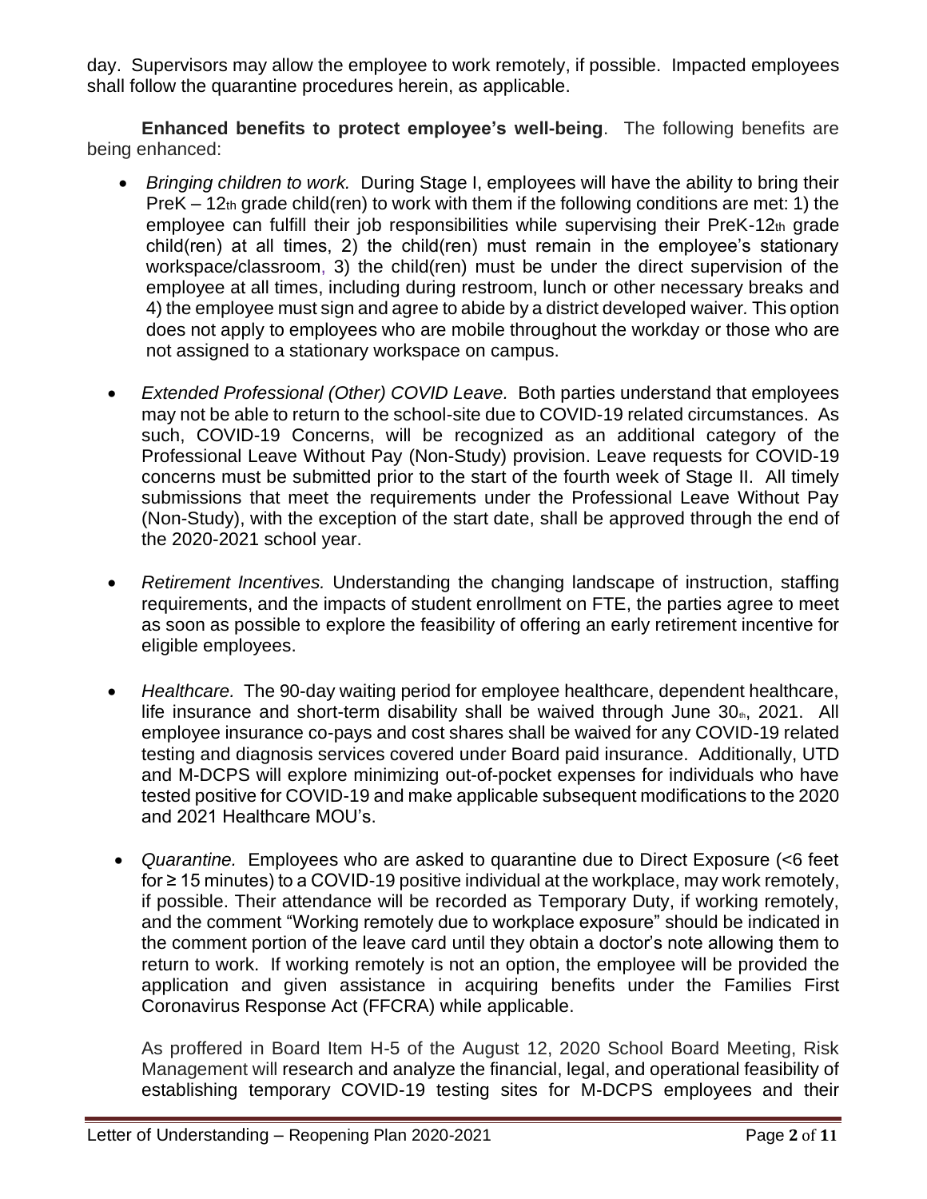day. Supervisors may allow the employee to work remotely, if possible. Impacted employees shall follow the quarantine procedures herein, as applicable.

**Enhanced benefits to protect employee's well-being**. The following benefits are being enhanced:

- *Bringing children to work.* During Stage I, employees will have the ability to bring their PreK – 12th grade child(ren) to work with them if the following conditions are met: 1) the employee can fulfill their job responsibilities while supervising their PreK-12th grade child(ren) at all times, 2) the child(ren) must remain in the employee's stationary workspace/classroom, 3) the child(ren) must be under the direct supervision of the employee at all times, including during restroom, lunch or other necessary breaks and 4) the employee must sign and agree to abide by a district developed waiver. This option does not apply to employees who are mobile throughout the workday or those who are not assigned to a stationary workspace on campus.

- *Extended Professional (Other) COVID Leave.* Both parties understand that employees may not be able to return to the school-site due to COVID-19 related circumstances. As such, COVID-19 Concerns, will be recognized as an additional category of the Professional Leave Without Pay (Non-Study) provision. Leave requests for COVID-19 concerns must be submitted prior to the start of the fourth week of Stage II. All timely submissions that meet the requirements under the Professional Leave Without Pay (Non-Study), with the exception of the start date, shall be approved through the end of the 2020-2021 school year.

- *Retirement Incentives.* Understanding the changing landscape of instruction, staffing requirements, and the impacts of student enrollment on FTE, the parties agree to meet as soon as possible to explore the feasibility of offering an early retirement incentive for eligible employees.

- *Healthcare.* The 90-day waiting period for employee healthcare, dependent healthcare, life insurance and short-term disability shall be waived through June 30th, 2021. All employee insurance co-pays and cost shares shall be waived for any COVID-19 related testing and diagnosis services covered under Board paid insurance. Additionally, UTD and M-DCPS will explore minimizing out-of-pocket expenses for individuals who have tested positive for COVID-19 and make applicable subsequent modifications to the 2020 and 2021 Healthcare MOU's.

- *Quarantine.* Employees who are asked to quarantine due to Direct Exposure (<6 feet for ≥ 15 minutes) to a COVID-19 positive individual at the workplace, may work remotely, if possible. Their attendance will be recorded as Temporary Duty, if working remotely, and the comment "Working remotely due to workplace exposure" should be indicated in the comment portion of the leave card until they obtain a doctor's note allowing them to return to work. If working remotely is not an option, the employee will be provided the application and given assistance in acquiring benefits under the Families First Coronavirus Response Act (FFCRA) while applicable.

  As proffered in Board Item H-5 of the August 12, 2020 School Board Meeting, Risk Management will research and analyze the financial, legal, and operational feasibility of establishing temporary COVID-19 testing sites for M-DCPS employees and their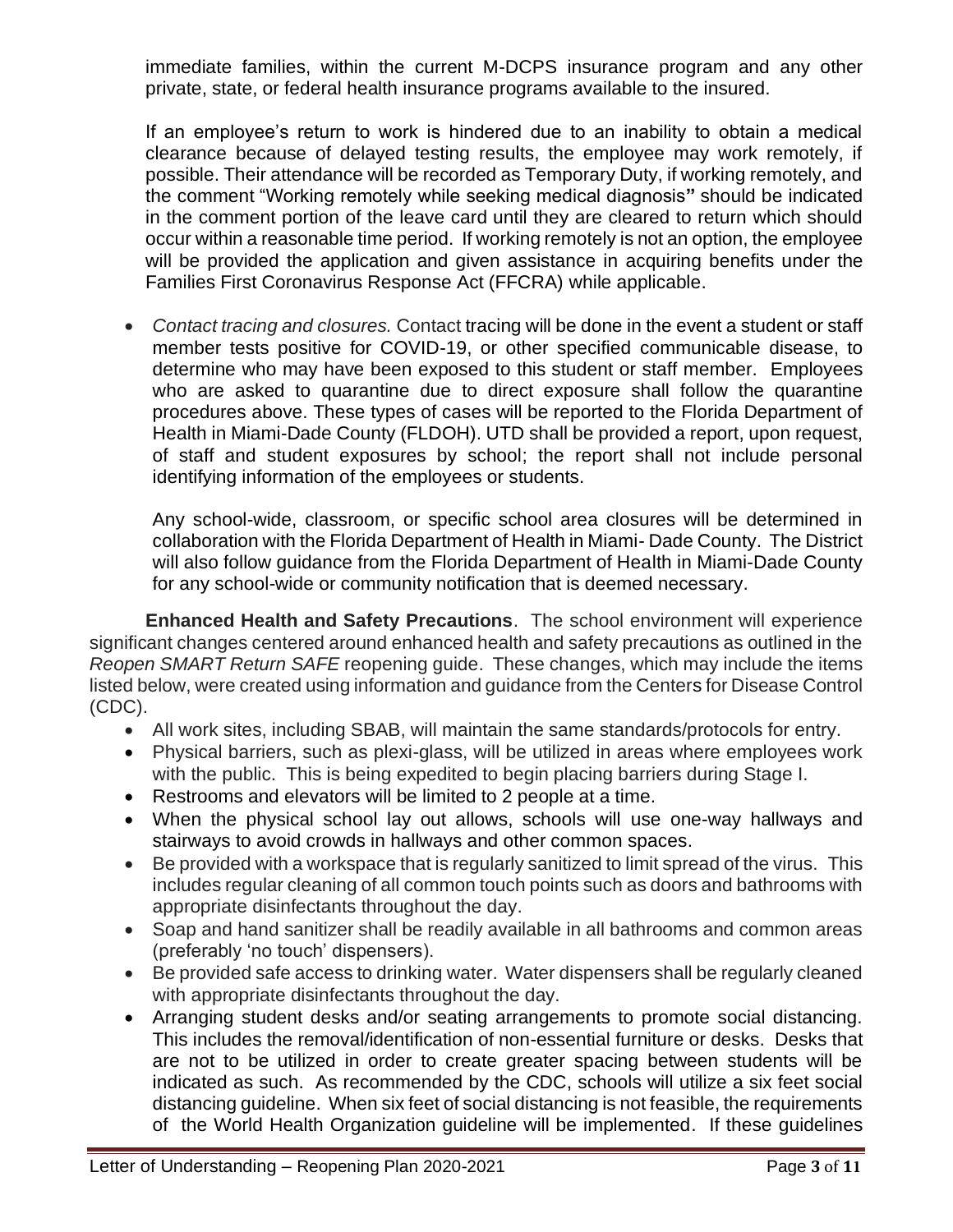immediate families, within the current M-DCPS insurance program and any other private, state, or federal health insurance programs available to the insured.

If an employee's return to work is hindered due to an inability to obtain a medical clearance because of delayed testing results, the employee may work remotely, if possible. Their attendance will be recorded as Temporary Duty, if working remotely, and the comment "Working remotely while seeking medical diagnosis" should be indicated in the comment portion of the leave card until they are cleared to return which should occur within a reasonable time period. If working remotely is not an option, the employee will be provided the application and given assistance in acquiring benefits under the Families First Coronavirus Response Act (FFCRA) while applicable.

- *Contact tracing and closures.* Contact tracing will be done in the event a student or staff member tests positive for COVID-19, or other specified communicable disease, to determine who may have been exposed to this student or staff member. Employees who are asked to quarantine due to direct exposure shall follow the quarantine procedures above. These types of cases will be reported to the Florida Department of Health in Miami-Dade County (FLDOH). UTD shall be provided a report, upon request, of staff and student exposures by school; the report shall not include personal identifying information of the employees or students.

  Any school-wide, classroom, or specific school area closures will be determined in collaboration with the Florida Department of Health in Miami- Dade County. The District will also follow guidance from the Florida Department of Health in Miami-Dade County for any school-wide or community notification that is deemed necessary.

**Enhanced Health and Safety Precautions**. The school environment will experience significant changes centered around enhanced health and safety precautions as outlined in the *Reopen SMART Return SAFE* reopening guide. These changes, which may include the items listed below, were created using information and guidance from the Centers for Disease Control (CDC).

- All work sites, including SBAB, will maintain the same standards/protocols for entry.
- Physical barriers, such as plexi-glass, will be utilized in areas where employees work with the public. This is being expedited to begin placing barriers during Stage I.
- Restrooms and elevators will be limited to 2 people at a time.
- When the physical school lay out allows, schools will use one-way hallways and stairways to avoid crowds in hallways and other common spaces.
- Be provided with a workspace that is regularly sanitized to limit spread of the virus. This includes regular cleaning of all common touch points such as doors and bathrooms with appropriate disinfectants throughout the day.
- Soap and hand sanitizer shall be readily available in all bathrooms and common areas (preferably 'no touch' dispensers).
- Be provided safe access to drinking water. Water dispensers shall be regularly cleaned with appropriate disinfectants throughout the day.
- Arranging student desks and/or seating arrangements to promote social distancing. This includes the removal/identification of non-essential furniture or desks. Desks that are not to be utilized in order to create greater spacing between students will be indicated as such. As recommended by the CDC, schools will utilize a six feet social distancing guideline. When six feet of social distancing is not feasible, the requirements of the World Health Organization guideline will be implemented. If these guidelines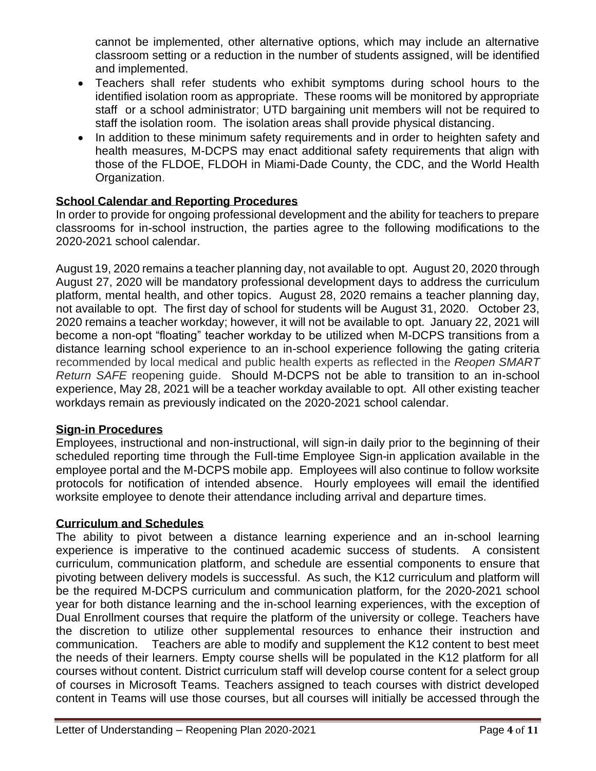cannot be implemented, other alternative options, which may include an alternative classroom setting or a reduction in the number of students assigned, will be identified and implemented.

- Teachers shall refer students who exhibit symptoms during school hours to the identified isolation room as appropriate. These rooms will be monitored by appropriate staff or a school administrator; UTD bargaining unit members will not be required to staff the isolation room. The isolation areas shall provide physical distancing.
- In addition to these minimum safety requirements and in order to heighten safety and health measures, M-DCPS may enact additional safety requirements that align with those of the FLDOE, FLDOH in Miami-Dade County, the CDC, and the World Health Organization.

**School Calendar and Reporting Procedures**

In order to provide for ongoing professional development and the ability for teachers to prepare classrooms for in-school instruction, the parties agree to the following modifications to the 2020-2021 school calendar.

August 19, 2020 remains a teacher planning day, not available to opt. August 20, 2020 through August 27, 2020 will be mandatory professional development days to address the curriculum platform, mental health, and other topics. August 28, 2020 remains a teacher planning day, not available to opt. The first day of school for students will be August 31, 2020. October 23, 2020 remains a teacher workday; however, it will not be available to opt. January 22, 2021 will become a non-opt "floating" teacher workday to be utilized when M-DCPS transitions from a distance learning school experience to an in-school experience following the gating criteria recommended by local medical and public health experts as reflected in the *Reopen SMART Return SAFE* reopening guide. Should M-DCPS not be able to transition to an in-school experience, May 28, 2021 will be a teacher workday available to opt. All other existing teacher workdays remain as previously indicated on the 2020-2021 school calendar.

**Sign-in Procedures**

Employees, instructional and non-instructional, will sign-in daily prior to the beginning of their scheduled reporting time through the Full-time Employee Sign-in application available in the employee portal and the M-DCPS mobile app. Employees will also continue to follow worksite protocols for notification of intended absence. Hourly employees will email the identified worksite employee to denote their attendance including arrival and departure times.

**Curriculum and Schedules**

The ability to pivot between a distance learning experience and an in-school learning experience is imperative to the continued academic success of students. A consistent curriculum, communication platform, and schedule are essential components to ensure that pivoting between delivery models is successful. As such, the K12 curriculum and platform will be the required M-DCPS curriculum and communication platform, for the 2020-2021 school year for both distance learning and the in-school learning experiences, with the exception of Dual Enrollment courses that require the platform of the university or college. Teachers have the discretion to utilize other supplemental resources to enhance their instruction and communication. Teachers are able to modify and supplement the K12 content to best meet the needs of their learners. Empty course shells will be populated in the K12 platform for all courses without content. District curriculum staff will develop course content for a select group of courses in Microsoft Teams. Teachers assigned to teach courses with district developed content in Teams will use those courses, but all courses will initially be accessed through the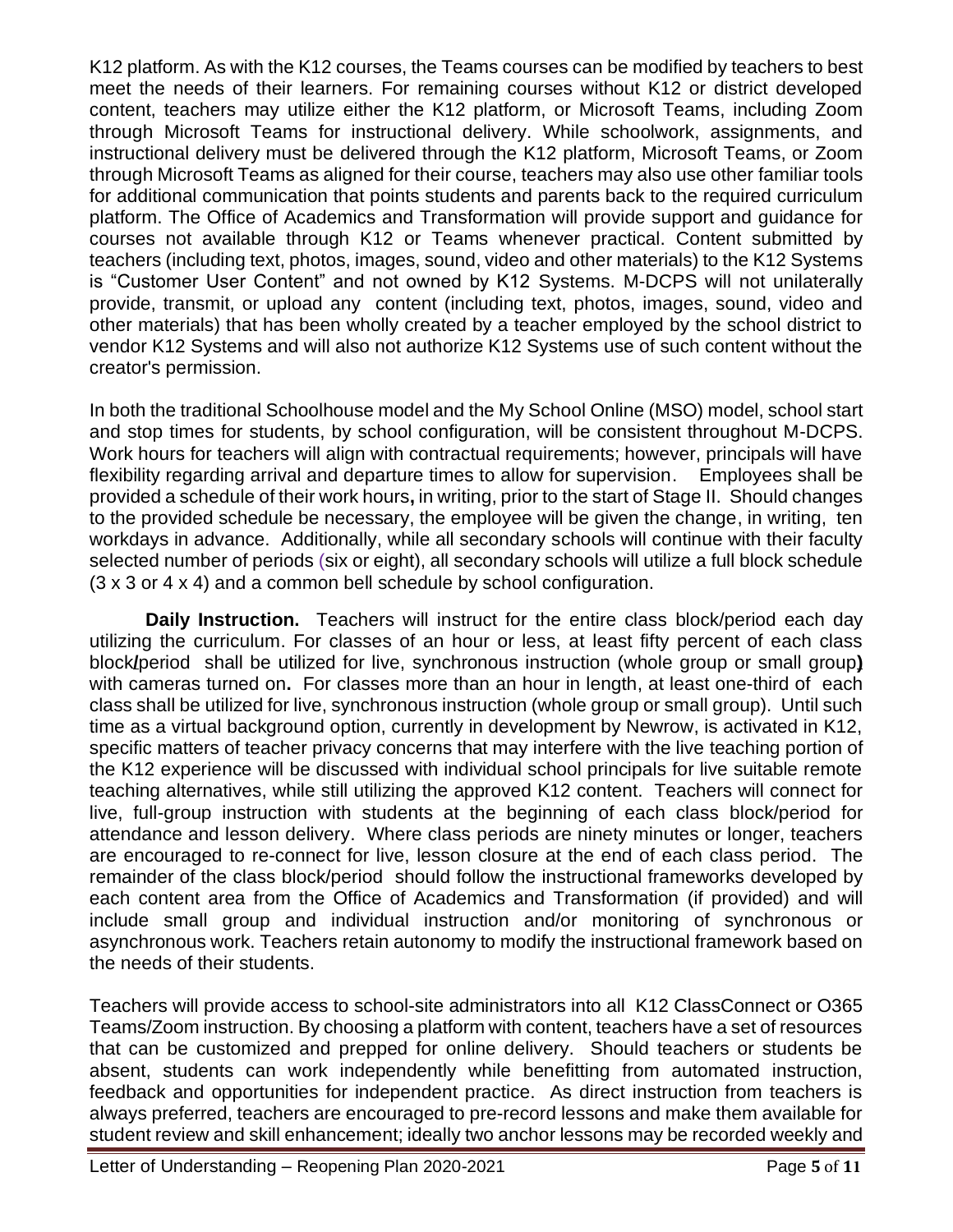K12 platform. As with the K12 courses, the Teams courses can be modified by teachers to best meet the needs of their learners. For remaining courses without K12 or district developed content, teachers may utilize either the K12 platform, or Microsoft Teams, including Zoom through Microsoft Teams for instructional delivery. While schoolwork, assignments, and instructional delivery must be delivered through the K12 platform, Microsoft Teams, or Zoom through Microsoft Teams as aligned for their course, teachers may also use other familiar tools for additional communication that points students and parents back to the required curriculum platform. The Office of Academics and Transformation will provide support and guidance for courses not available through K12 or Teams whenever practical. Content submitted by teachers (including text, photos, images, sound, video and other materials) to the K12 Systems is "Customer User Content" and not owned by K12 Systems. M-DCPS will not unilaterally provide, transmit, or upload any content (including text, photos, images, sound, video and other materials) that has been wholly created by a teacher employed by the school district to vendor K12 Systems and will also not authorize K12 Systems use of such content without the creator's permission.

In both the traditional Schoolhouse model and the My School Online (MSO) model, school start and stop times for students, by school configuration, will be consistent throughout M-DCPS. Work hours for teachers will align with contractual requirements; however, principals will have flexibility regarding arrival and departure times to allow for supervision. Employees shall be provided a schedule of their work hours, in writing, prior to the start of Stage II. Should changes to the provided schedule be necessary, the employee will be given the change, in writing, ten workdays in advance. Additionally, while all secondary schools will continue with their faculty selected number of periods (six or eight), all secondary schools will utilize a full block schedule (3 x 3 or 4 x 4) and a common bell schedule by school configuration.

**Daily Instruction.** Teachers will instruct for the entire class block/period each day utilizing the curriculum. For classes of an hour or less, at least fifty percent of each class block/period shall be utilized for live, synchronous instruction (whole group or small group) with cameras turned on. For classes more than an hour in length, at least one-third of each class shall be utilized for live, synchronous instruction (whole group or small group). Until such time as a virtual background option, currently in development by Newrow, is activated in K12, specific matters of teacher privacy concerns that may interfere with the live teaching portion of the K12 experience will be discussed with individual school principals for live suitable remote teaching alternatives, while still utilizing the approved K12 content. Teachers will connect for live, full-group instruction with students at the beginning of each class block/period for attendance and lesson delivery. Where class periods are ninety minutes or longer, teachers are encouraged to re-connect for live, lesson closure at the end of each class period. The remainder of the class block/period should follow the instructional frameworks developed by each content area from the Office of Academics and Transformation (if provided) and will include small group and individual instruction and/or monitoring of synchronous or asynchronous work. Teachers retain autonomy to modify the instructional framework based on the needs of their students.

Teachers will provide access to school-site administrators into all K12 ClassConnect or O365 Teams/Zoom instruction. By choosing a platform with content, teachers have a set of resources that can be customized and prepped for online delivery. Should teachers or students be absent, students can work independently while benefitting from automated instruction, feedback and opportunities for independent practice. As direct instruction from teachers is always preferred, teachers are encouraged to pre-record lessons and make them available for student review and skill enhancement; ideally two anchor lessons may be recorded weekly and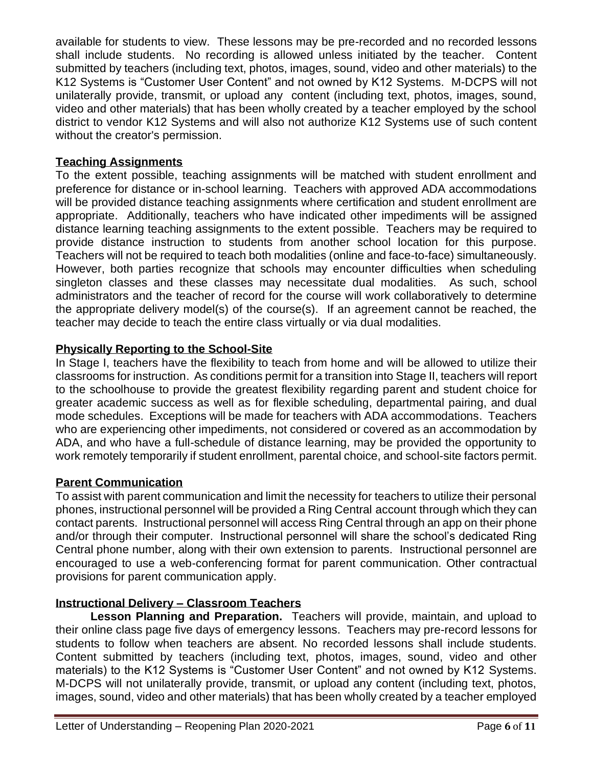available for students to view. These lessons may be pre-recorded and no recorded lessons shall include students. No recording is allowed unless initiated by the teacher. Content submitted by teachers (including text, photos, images, sound, video and other materials) to the K12 Systems is "Customer User Content" and not owned by K12 Systems. M-DCPS will not unilaterally provide, transmit, or upload any content (including text, photos, images, sound, video and other materials) that has been wholly created by a teacher employed by the school district to vendor K12 Systems and will also not authorize K12 Systems use of such content without the creator's permission.

**Teaching Assignments**

To the extent possible, teaching assignments will be matched with student enrollment and preference for distance or in-school learning. Teachers with approved ADA accommodations will be provided distance teaching assignments where certification and student enrollment are appropriate. Additionally, teachers who have indicated other impediments will be assigned distance learning teaching assignments to the extent possible. Teachers may be required to provide distance instruction to students from another school location for this purpose. Teachers will not be required to teach both modalities (online and face-to-face) simultaneously. However, both parties recognize that schools may encounter difficulties when scheduling singleton classes and these classes may necessitate dual modalities. As such, school administrators and the teacher of record for the course will work collaboratively to determine the appropriate delivery model(s) of the course(s). If an agreement cannot be reached, the teacher may decide to teach the entire class virtually or via dual modalities.

**Physically Reporting to the School-Site**

In Stage I, teachers have the flexibility to teach from home and will be allowed to utilize their classrooms for instruction. As conditions permit for a transition into Stage II, teachers will report to the schoolhouse to provide the greatest flexibility regarding parent and student choice for greater academic success as well as for flexible scheduling, departmental pairing, and dual mode schedules. Exceptions will be made for teachers with ADA accommodations. Teachers who are experiencing other impediments, not considered or covered as an accommodation by ADA, and who have a full-schedule of distance learning, may be provided the opportunity to work remotely temporarily if student enrollment, parental choice, and school-site factors permit.

**Parent Communication**

To assist with parent communication and limit the necessity for teachers to utilize their personal phones, instructional personnel will be provided a Ring Central account through which they can contact parents. Instructional personnel will access Ring Central through an app on their phone and/or through their computer. Instructional personnel will share the school's dedicated Ring Central phone number, along with their own extension to parents. Instructional personnel are encouraged to use a web-conferencing format for parent communication. Other contractual provisions for parent communication apply.

**Instructional Delivery – Classroom Teachers**

**Lesson Planning and Preparation.** Teachers will provide, maintain, and upload to their online class page five days of emergency lessons. Teachers may pre-record lessons for students to follow when teachers are absent. No recorded lessons shall include students. Content submitted by teachers (including text, photos, images, sound, video and other materials) to the K12 Systems is "Customer User Content" and not owned by K12 Systems. M-DCPS will not unilaterally provide, transmit, or upload any content (including text, photos, images, sound, video and other materials) that has been wholly created by a teacher employed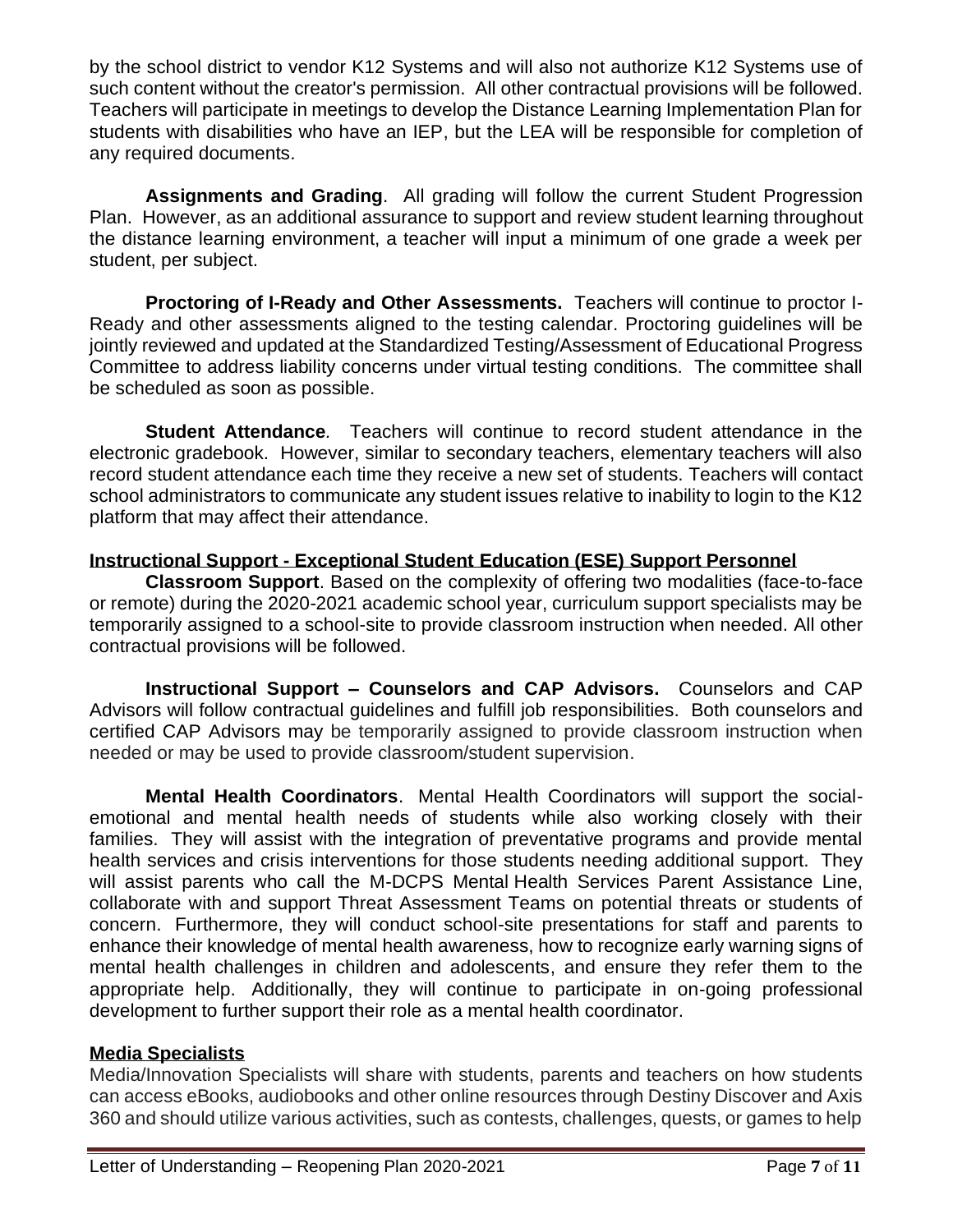by the school district to vendor K12 Systems and will also not authorize K12 Systems use of such content without the creator's permission. All other contractual provisions will be followed. Teachers will participate in meetings to develop the Distance Learning Implementation Plan for students with disabilities who have an IEP, but the LEA will be responsible for completion of any required documents.

**Assignments and Grading**. All grading will follow the current Student Progression Plan. However, as an additional assurance to support and review student learning throughout the distance learning environment, a teacher will input a minimum of one grade a week per student, per subject.

**Proctoring of I-Ready and Other Assessments.** Teachers will continue to proctor I-Ready and other assessments aligned to the testing calendar. Proctoring guidelines will be jointly reviewed and updated at the Standardized Testing/Assessment of Educational Progress Committee to address liability concerns under virtual testing conditions. The committee shall be scheduled as soon as possible.

**Student Attendance**. Teachers will continue to record student attendance in the electronic gradebook. However, similar to secondary teachers, elementary teachers will also record student attendance each time they receive a new set of students. Teachers will contact school administrators to communicate any student issues relative to inability to login to the K12 platform that may affect their attendance.

## Instructional Support - Exceptional Student Education (ESE) Support Personnel

**Classroom Support**. Based on the complexity of offering two modalities (face-to-face or remote) during the 2020-2021 academic school year, curriculum support specialists may be temporarily assigned to a school-site to provide classroom instruction when needed. All other contractual provisions will be followed.

**Instructional Support – Counselors and CAP Advisors.** Counselors and CAP Advisors will follow contractual guidelines and fulfill job responsibilities. Both counselors and certified CAP Advisors may be temporarily assigned to provide classroom instruction when needed or may be used to provide classroom/student supervision.

**Mental Health Coordinators**. Mental Health Coordinators will support the social-emotional and mental health needs of students while also working closely with their families. They will assist with the integration of preventative programs and provide mental health services and crisis interventions for those students needing additional support. They will assist parents who call the M-DCPS Mental Health Services Parent Assistance Line, collaborate with and support Threat Assessment Teams on potential threats or students of concern. Furthermore, they will conduct school-site presentations for staff and parents to enhance their knowledge of mental health awareness, how to recognize early warning signs of mental health challenges in children and adolescents, and ensure they refer them to the appropriate help. Additionally, they will continue to participate in on-going professional development to further support their role as a mental health coordinator.

## Media Specialists

Media/Innovation Specialists will share with students, parents and teachers on how students can access eBooks, audiobooks and other online resources through Destiny Discover and Axis 360 and should utilize various activities, such as contests, challenges, quests, or games to help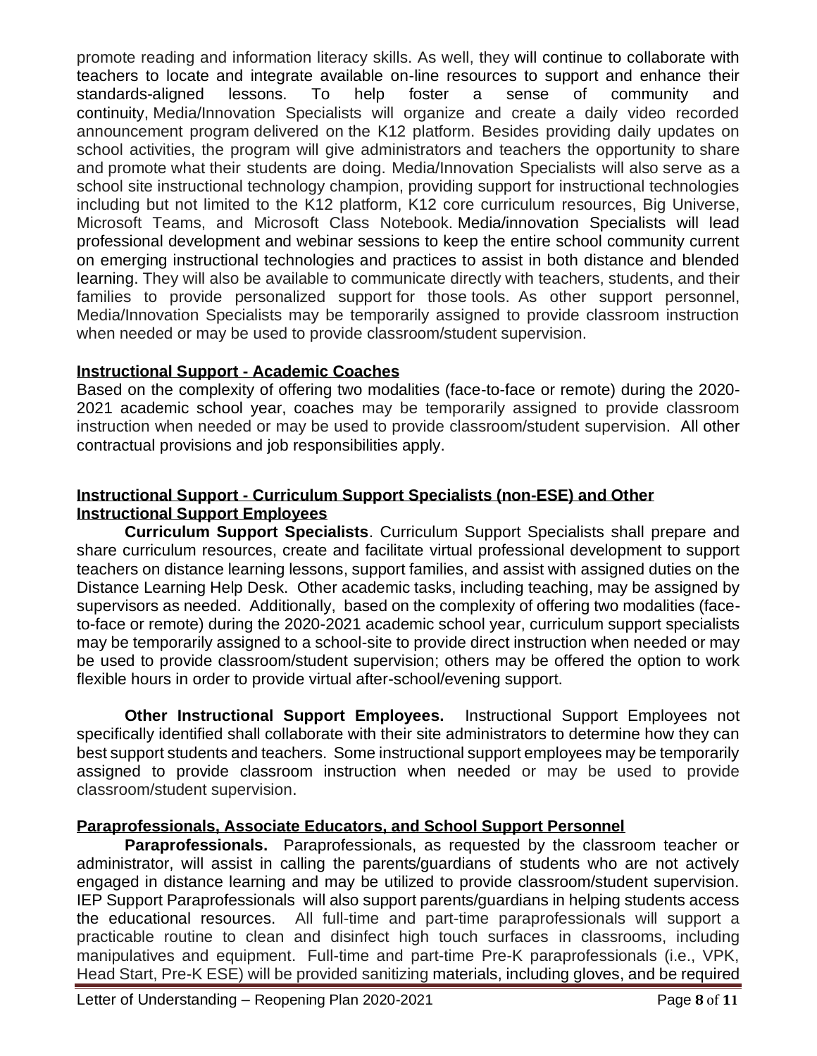promote reading and information literacy skills. As well, they will continue to collaborate with teachers to locate and integrate available on-line resources to support and enhance their standards-aligned lessons. To help foster a sense of community and continuity, Media/Innovation Specialists will organize and create a daily video recorded announcement program delivered on the K12 platform. Besides providing daily updates on school activities, the program will give administrators and teachers the opportunity to share and promote what their students are doing. Media/Innovation Specialists will also serve as a school site instructional technology champion, providing support for instructional technologies including but not limited to the K12 platform, K12 core curriculum resources, Big Universe, Microsoft Teams, and Microsoft Class Notebook. Media/innovation Specialists will lead professional development and webinar sessions to keep the entire school community current on emerging instructional technologies and practices to assist in both distance and blended learning. They will also be available to communicate directly with teachers, students, and their families to provide personalized support for those tools. As other support personnel, Media/Innovation Specialists may be temporarily assigned to provide classroom instruction when needed or may be used to provide classroom/student supervision.

**Instructional Support - Academic Coaches**

Based on the complexity of offering two modalities (face-to-face or remote) during the 2020-2021 academic school year, coaches may be temporarily assigned to provide classroom instruction when needed or may be used to provide classroom/student supervision. All other contractual provisions and job responsibilities apply.

**Instructional Support - Curriculum Support Specialists (non-ESE) and Other Instructional Support Employees**

**Curriculum Support Specialists**. Curriculum Support Specialists shall prepare and share curriculum resources, create and facilitate virtual professional development to support teachers on distance learning lessons, support families, and assist with assigned duties on the Distance Learning Help Desk. Other academic tasks, including teaching, may be assigned by supervisors as needed. Additionally, based on the complexity of offering two modalities (face-to-face or remote) during the 2020-2021 academic school year, curriculum support specialists may be temporarily assigned to a school-site to provide direct instruction when needed or may be used to provide classroom/student supervision; others may be offered the option to work flexible hours in order to provide virtual after-school/evening support.

**Other Instructional Support Employees.** Instructional Support Employees not specifically identified shall collaborate with their site administrators to determine how they can best support students and teachers. Some instructional support employees may be temporarily assigned to provide classroom instruction when needed or may be used to provide classroom/student supervision.

**Paraprofessionals, Associate Educators, and School Support Personnel**

**Paraprofessionals.** Paraprofessionals, as requested by the classroom teacher or administrator, will assist in calling the parents/guardians of students who are not actively engaged in distance learning and may be utilized to provide classroom/student supervision. IEP Support Paraprofessionals will also support parents/guardians in helping students access the educational resources. All full-time and part-time paraprofessionals will support a practicable routine to clean and disinfect high touch surfaces in classrooms, including manipulatives and equipment. Full-time and part-time Pre-K paraprofessionals (i.e., VPK, Head Start, Pre-K ESE) will be provided sanitizing materials, including gloves, and be required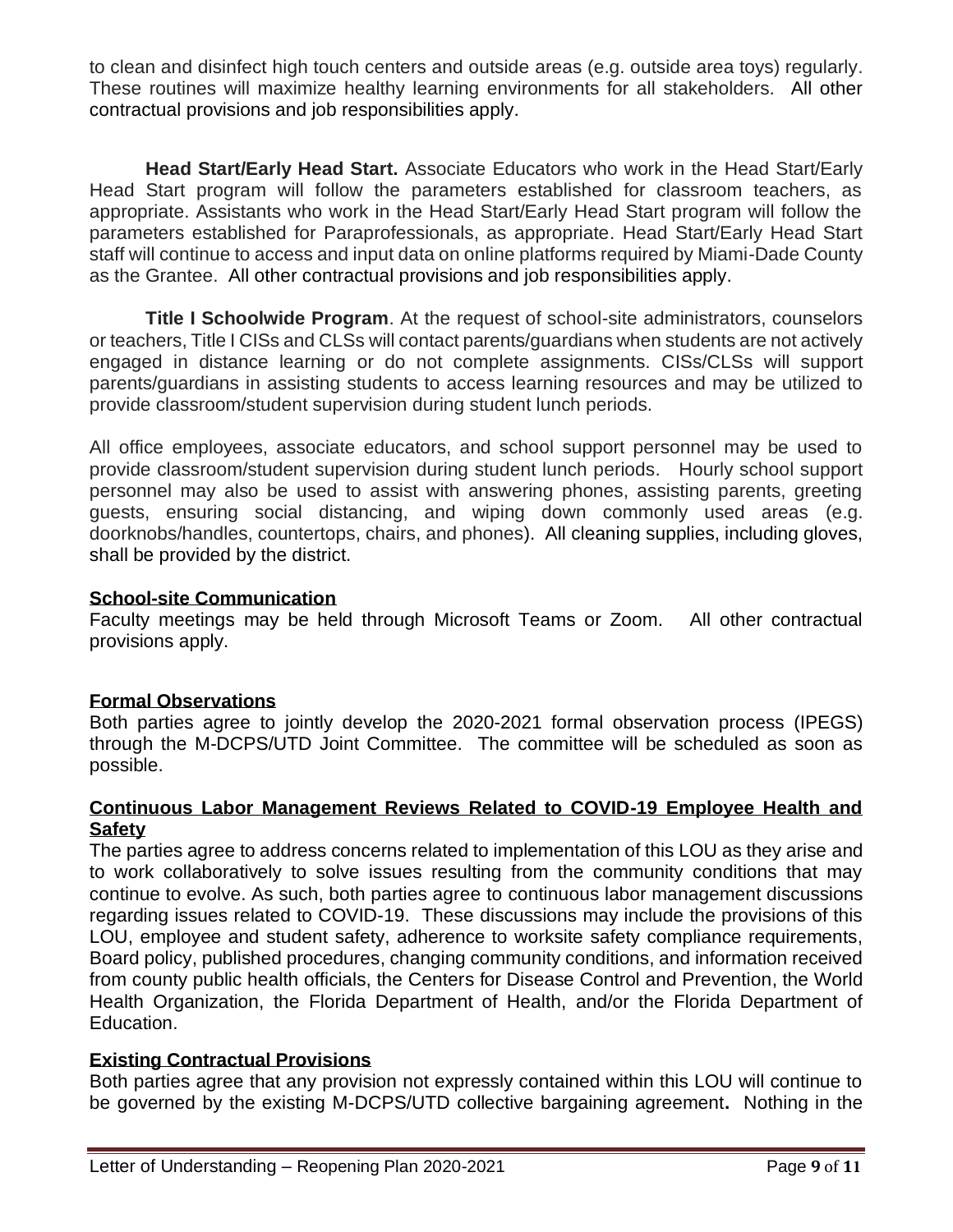to clean and disinfect high touch centers and outside areas (e.g. outside area toys) regularly. These routines will maximize healthy learning environments for all stakeholders. All other contractual provisions and job responsibilities apply.

**Head Start/Early Head Start.** Associate Educators who work in the Head Start/Early Head Start program will follow the parameters established for classroom teachers, as appropriate. Assistants who work in the Head Start/Early Head Start program will follow the parameters established for Paraprofessionals, as appropriate. Head Start/Early Head Start staff will continue to access and input data on online platforms required by Miami-Dade County as the Grantee. All other contractual provisions and job responsibilities apply.

**Title I Schoolwide Program**. At the request of school-site administrators, counselors or teachers, Title I CISs and CLSs will contact parents/guardians when students are not actively engaged in distance learning or do not complete assignments. CISs/CLSs will support parents/guardians in assisting students to access learning resources and may be utilized to provide classroom/student supervision during student lunch periods.

All office employees, associate educators, and school support personnel may be used to provide classroom/student supervision during student lunch periods. Hourly school support personnel may also be used to assist with answering phones, assisting parents, greeting guests, ensuring social distancing, and wiping down commonly used areas (e.g. doorknobs/handles, countertops, chairs, and phones). All cleaning supplies, including gloves, shall be provided by the district.

**School-site Communication**

Faculty meetings may be held through Microsoft Teams or Zoom. All other contractual provisions apply.

**Formal Observations**

Both parties agree to jointly develop the 2020-2021 formal observation process (IPEGS) through the M-DCPS/UTD Joint Committee. The committee will be scheduled as soon as possible.

**Continuous Labor Management Reviews Related to COVID-19 Employee Health and Safety**

The parties agree to address concerns related to implementation of this LOU as they arise and to work collaboratively to solve issues resulting from the community conditions that may continue to evolve. As such, both parties agree to continuous labor management discussions regarding issues related to COVID-19. These discussions may include the provisions of this LOU, employee and student safety, adherence to worksite safety compliance requirements, Board policy, published procedures, changing community conditions, and information received from county public health officials, the Centers for Disease Control and Prevention, the World Health Organization, the Florida Department of Health, and/or the Florida Department of Education.

**Existing Contractual Provisions**

Both parties agree that any provision not expressly contained within this LOU will continue to be governed by the existing M-DCPS/UTD collective bargaining agreement**.** Nothing in the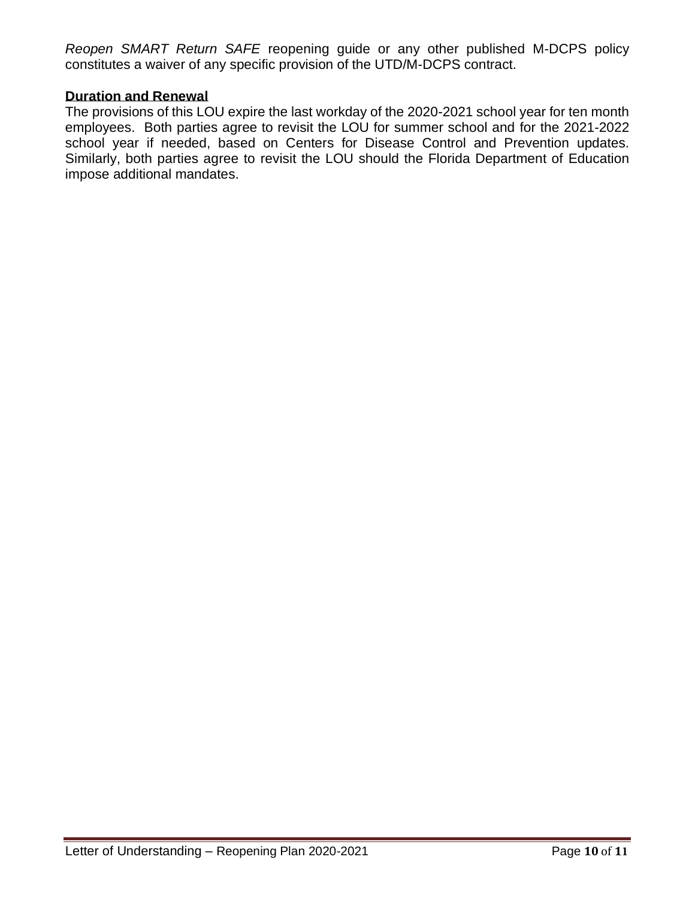*Reopen SMART Return SAFE* reopening guide or any other published M-DCPS policy constitutes a waiver of any specific provision of the UTD/M-DCPS contract.

**Duration and Renewal**

The provisions of this LOU expire the last workday of the 2020-2021 school year for ten month employees. Both parties agree to revisit the LOU for summer school and for the 2021-2022 school year if needed, based on Centers for Disease Control and Prevention updates. Similarly, both parties agree to revisit the LOU should the Florida Department of Education impose additional mandates.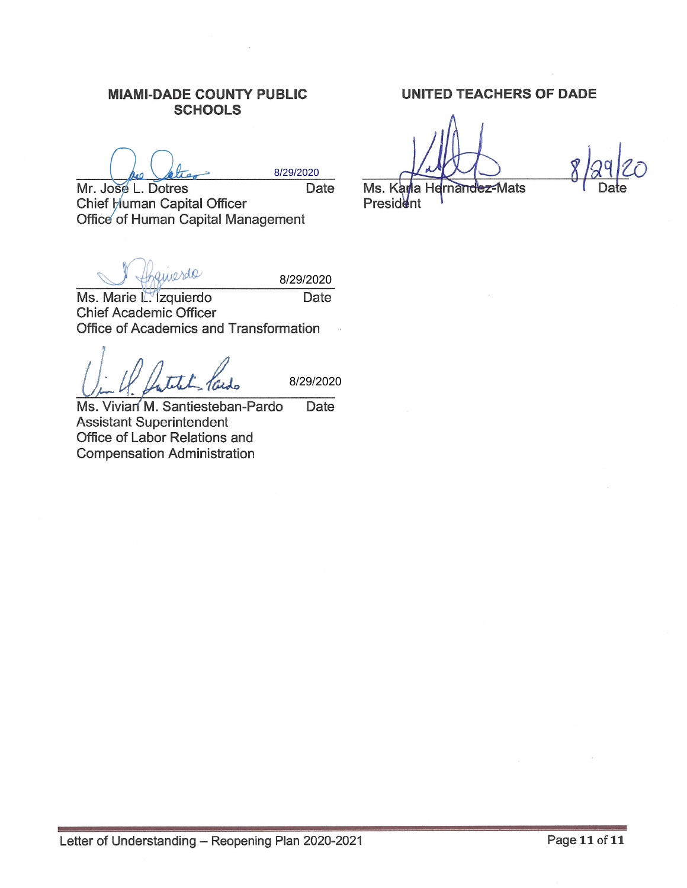**MIAMI-DADE COUNTY PUBLIC SCHOOLS**

8/29/2020

Mr. José L. Dotres — Date
Chief Human Capital Officer
Office of Human Capital Management

8/29/2020

Ms. Marie L. Izquierdo — Date
Chief Academic Officer
Office of Academics and Transformation

8/29/2020

Ms. Vivian M. Santiesteban-Pardo — Date
Assistant Superintendent
Office of Labor Relations and Compensation Administration

**UNITED TEACHERS OF DADE**

8/29/20

Ms. Karla Hernandez-Mats — Date
President